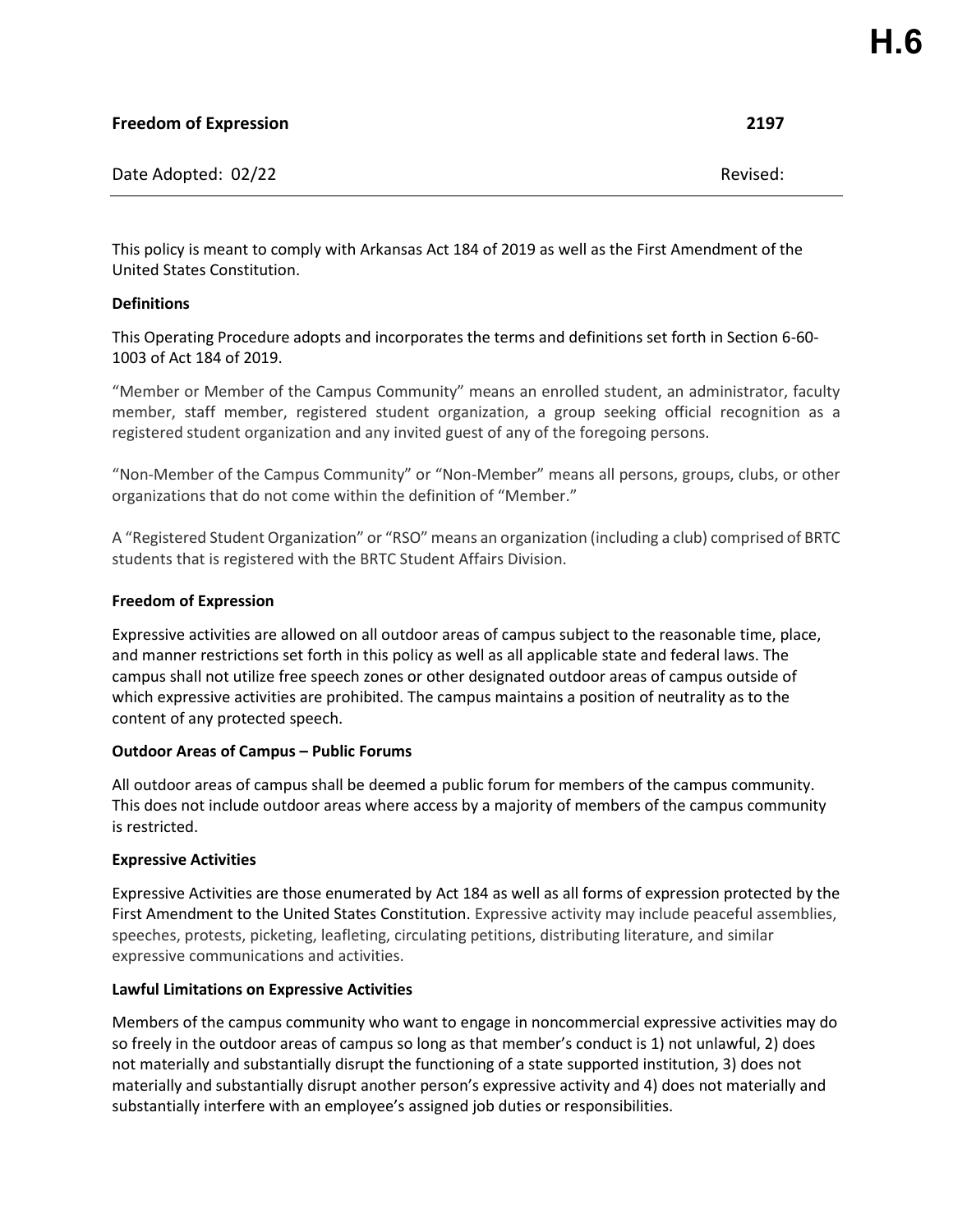**H.6**

**Freedom of Expression** **2197**

Date Adopted: 02/22 Revised:

This policy is meant to comply with Arkansas Act 184 of 2019 as well as the First Amendment of the United States Constitution.

**Definitions**

This Operating Procedure adopts and incorporates the terms and definitions set forth in Section 6-60-1003 of Act 184 of 2019.

"Member or Member of the Campus Community" means an enrolled student, an administrator, faculty member, staff member, registered student organization, a group seeking official recognition as a registered student organization and any invited guest of any of the foregoing persons.

"Non-Member of the Campus Community" or "Non-Member" means all persons, groups, clubs, or other organizations that do not come within the definition of "Member."

A "Registered Student Organization" or "RSO" means an organization (including a club) comprised of BRTC students that is registered with the BRTC Student Affairs Division.

**Freedom of Expression**

Expressive activities are allowed on all outdoor areas of campus subject to the reasonable time, place, and manner restrictions set forth in this policy as well as all applicable state and federal laws. The campus shall not utilize free speech zones or other designated outdoor areas of campus outside of which expressive activities are prohibited. The campus maintains a position of neutrality as to the content of any protected speech.

**Outdoor Areas of Campus – Public Forums**

All outdoor areas of campus shall be deemed a public forum for members of the campus community. This does not include outdoor areas where access by a majority of members of the campus community is restricted.

**Expressive Activities**

Expressive Activities are those enumerated by Act 184 as well as all forms of expression protected by the First Amendment to the United States Constitution. Expressive activity may include peaceful assemblies, speeches, protests, picketing, leafleting, circulating petitions, distributing literature, and similar expressive communications and activities.

**Lawful Limitations on Expressive Activities**

Members of the campus community who want to engage in noncommercial expressive activities may do so freely in the outdoor areas of campus so long as that member's conduct is 1) not unlawful, 2) does not materially and substantially disrupt the functioning of a state supported institution, 3) does not materially and substantially disrupt another person's expressive activity and 4) does not materially and substantially interfere with an employee's assigned job duties or responsibilities.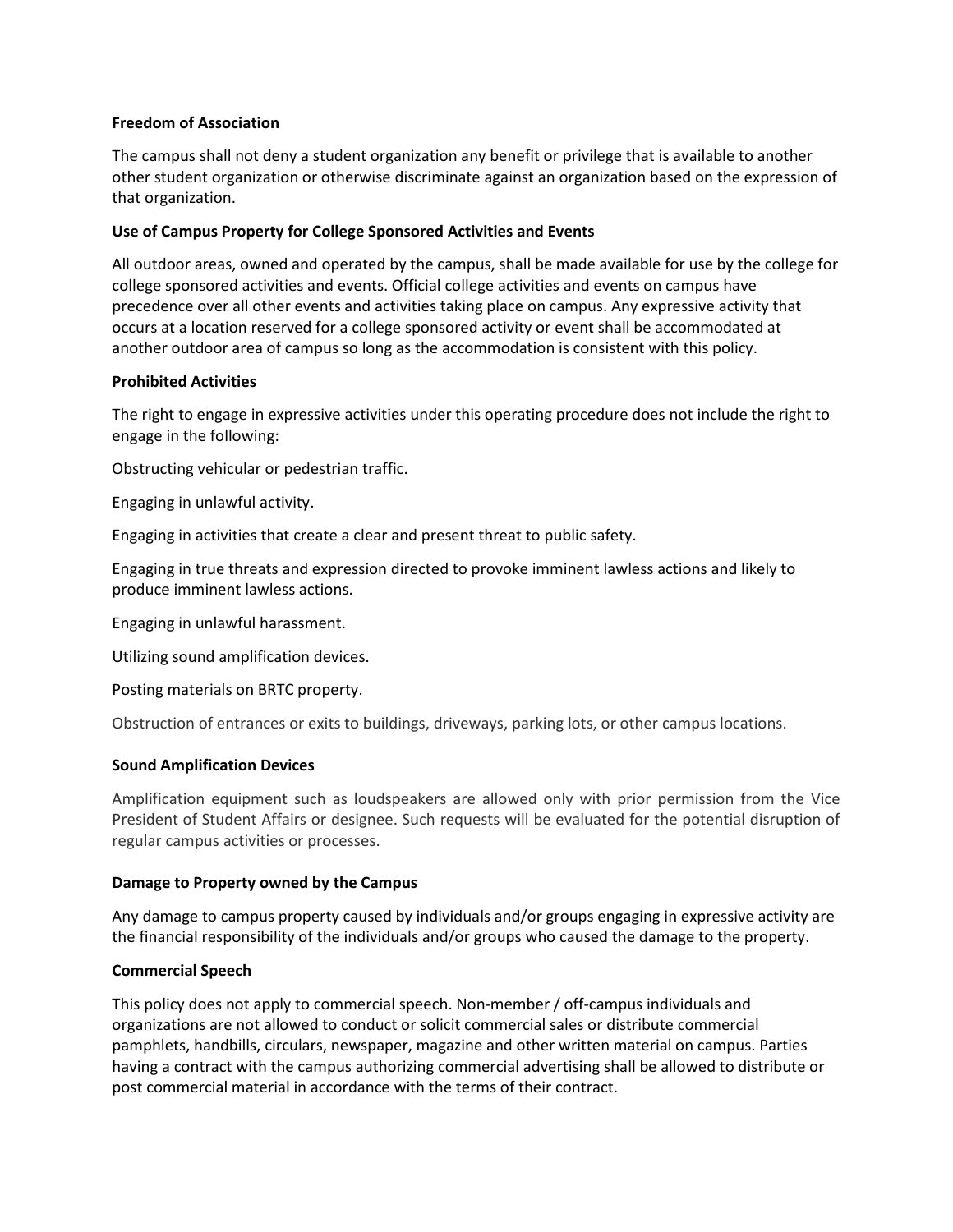**Freedom of Association**

The campus shall not deny a student organization any benefit or privilege that is available to another other student organization or otherwise discriminate against an organization based on the expression of that organization.

**Use of Campus Property for College Sponsored Activities and Events**

All outdoor areas, owned and operated by the campus, shall be made available for use by the college for college sponsored activities and events. Official college activities and events on campus have precedence over all other events and activities taking place on campus. Any expressive activity that occurs at a location reserved for a college sponsored activity or event shall be accommodated at another outdoor area of campus so long as the accommodation is consistent with this policy.

**Prohibited Activities**

The right to engage in expressive activities under this operating procedure does not include the right to engage in the following:

Obstructing vehicular or pedestrian traffic.

Engaging in unlawful activity.

Engaging in activities that create a clear and present threat to public safety.

Engaging in true threats and expression directed to provoke imminent lawless actions and likely to produce imminent lawless actions.

Engaging in unlawful harassment.

Utilizing sound amplification devices.

Posting materials on BRTC property.

Obstruction of entrances or exits to buildings, driveways, parking lots, or other campus locations.

**Sound Amplification Devices**

Amplification equipment such as loudspeakers are allowed only with prior permission from the Vice President of Student Affairs or designee. Such requests will be evaluated for the potential disruption of regular campus activities or processes.

**Damage to Property owned by the Campus**

Any damage to campus property caused by individuals and/or groups engaging in expressive activity are the financial responsibility of the individuals and/or groups who caused the damage to the property.

**Commercial Speech**

This policy does not apply to commercial speech. Non-member / off-campus individuals and organizations are not allowed to conduct or solicit commercial sales or distribute commercial pamphlets, handbills, circulars, newspaper, magazine and other written material on campus. Parties having a contract with the campus authorizing commercial advertising shall be allowed to distribute or post commercial material in accordance with the terms of their contract.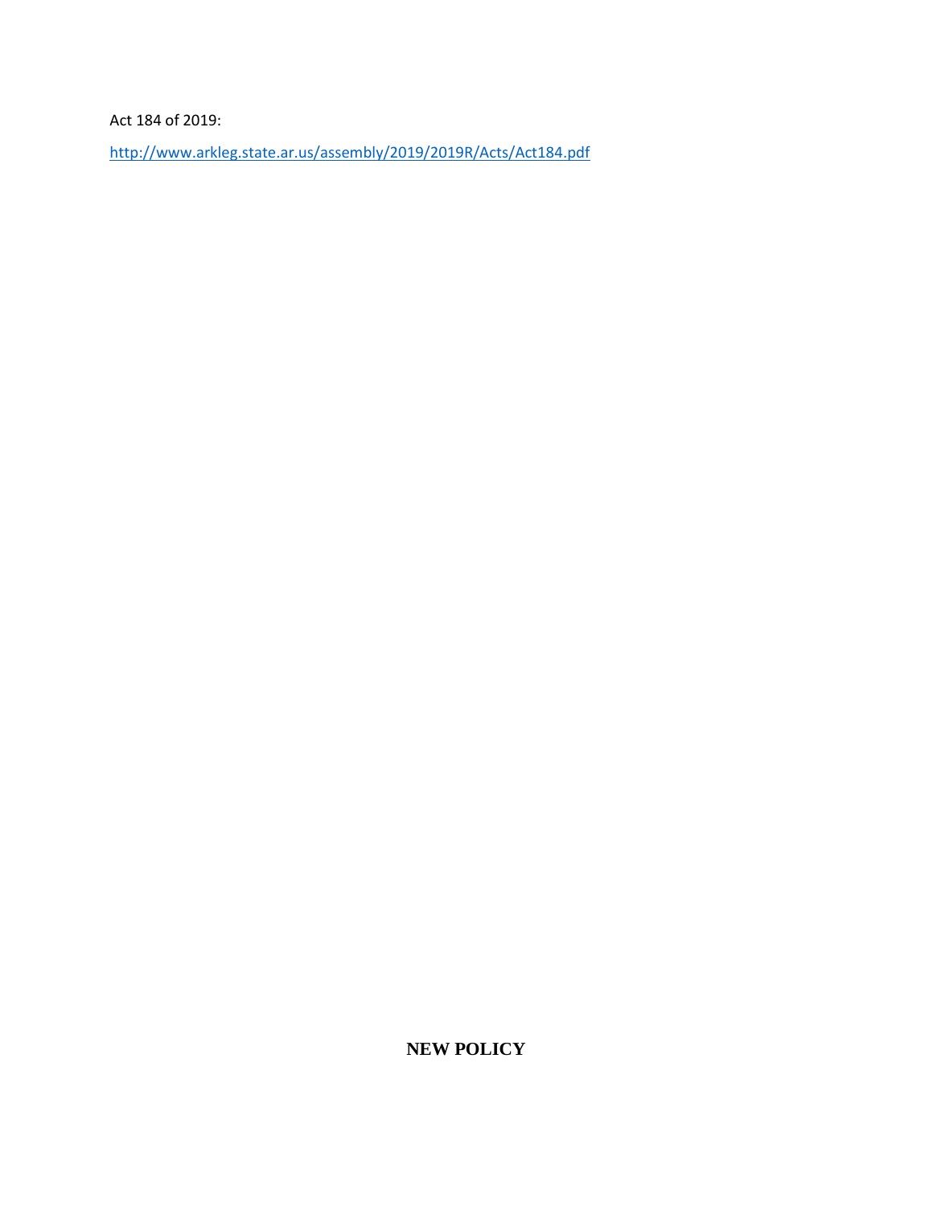Act 184 of 2019:

[http://www.arkleg.state.ar.us/assembly/2019/2019R/Acts/Act184.pdf](http://www.arkleg.state.ar.us/assembly/2019/2019R/Acts/Act184.pdf)

**NEW POLICY**